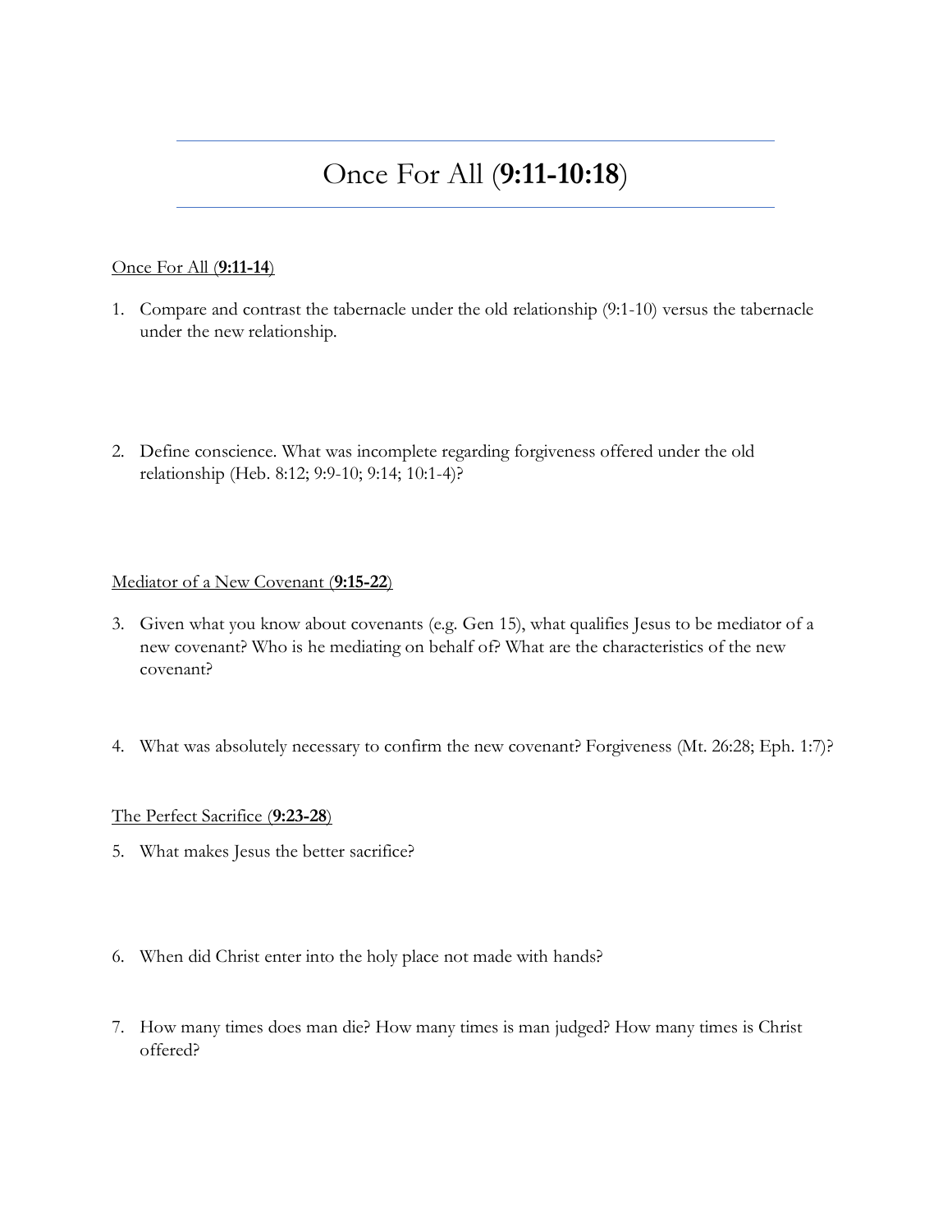# Once For All (**9:11-10:18**)

<u>Once For All (**9:11-14**)</u>

1. Compare and contrast the tabernacle under the old relationship (9:1-10) versus the tabernacle under the new relationship.

2. Define conscience. What was incomplete regarding forgiveness offered under the old relationship (Heb. 8:12; 9:9-10; 9:14; 10:1-4)?

<u>Mediator of a New Covenant (**9:15-22**)</u>

3. Given what you know about covenants (e.g. Gen 15), what qualifies Jesus to be mediator of a new covenant? Who is he mediating on behalf of? What are the characteristics of the new covenant?

4. What was absolutely necessary to confirm the new covenant? Forgiveness (Mt. 26:28; Eph. 1:7)?

<u>The Perfect Sacrifice (**9:23-28**)</u>

5. What makes Jesus the better sacrifice?

6. When did Christ enter into the holy place not made with hands?

7. How many times does man die? How many times is man judged? How many times is Christ offered?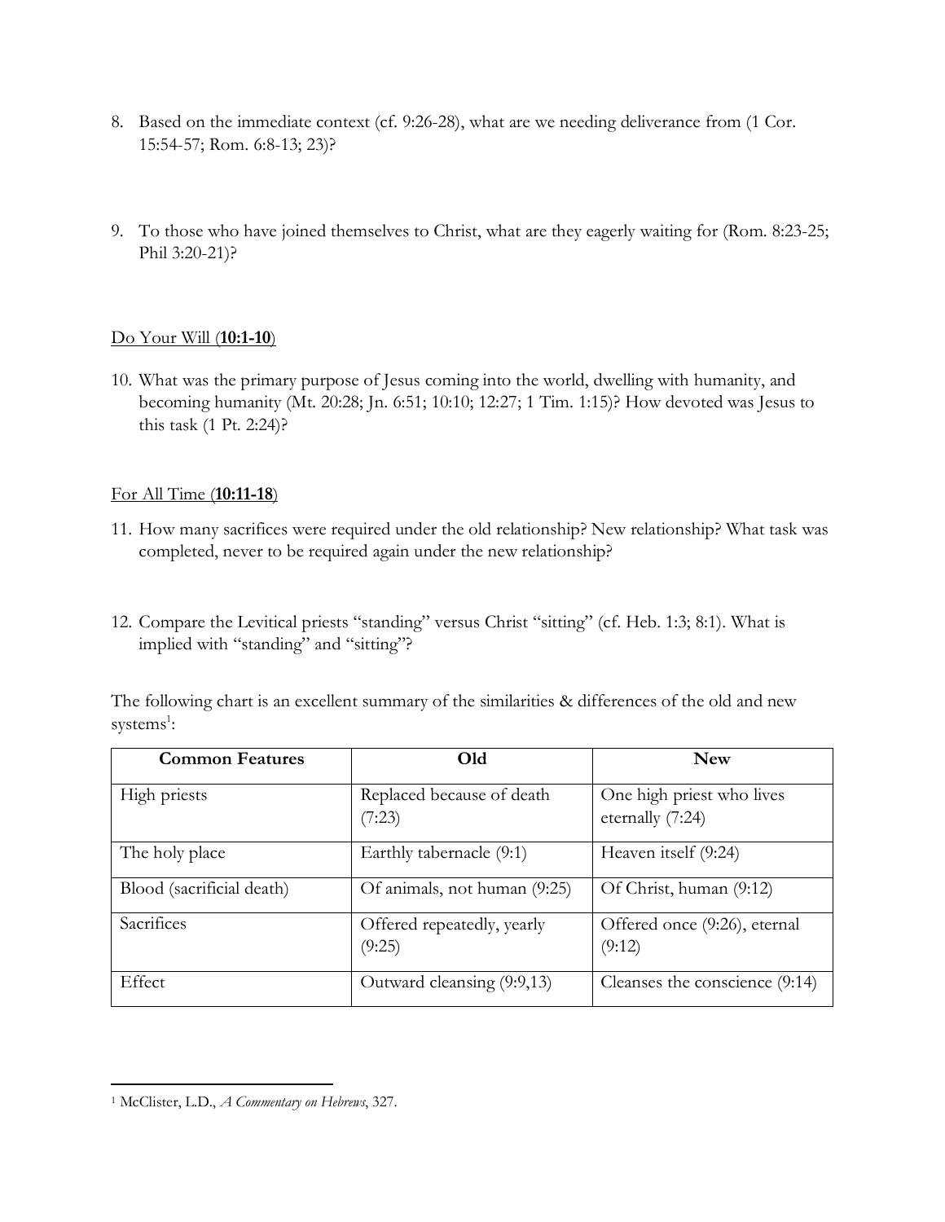8. Based on the immediate context (cf. 9:26-28), what are we needing deliverance from (1 Cor. 15:54-57; Rom. 6:8-13; 23)?

9. To those who have joined themselves to Christ, what are they eagerly waiting for (Rom. 8:23-25; Phil 3:20-21)?

Do Your Will (**10:1-10**)

10. What was the primary purpose of Jesus coming into the world, dwelling with humanity, and becoming humanity (Mt. 20:28; Jn. 6:51; 10:10; 12:27; 1 Tim. 1:15)? How devoted was Jesus to this task (1 Pt. 2:24)?

For All Time (**10:11-18**)

11. How many sacrifices were required under the old relationship? New relationship? What task was completed, never to be required again under the new relationship?

12. Compare the Levitical priests "standing" versus Christ "sitting" (cf. Heb. 1:3; 8:1). What is implied with "standing" and "sitting"?

The following chart is an excellent summary of the similarities & differences of the old and new systems[1]:

| Common Features | Old | New |
|---|---|---|
| High priests | Replaced because of death (7:23) | One high priest who lives eternally (7:24) |
| The holy place | Earthly tabernacle (9:1) | Heaven itself (9:24) |
| Blood (sacrificial death) | Of animals, not human (9:25) | Of Christ, human (9:12) |
| Sacrifices | Offered repeatedly, yearly (9:25) | Offered once (9:26), eternal (9:12) |
| Effect | Outward cleansing (9:9,13) | Cleanses the conscience (9:14) |

[1] McClister, L.D., *A Commentary on Hebrews*, 327.